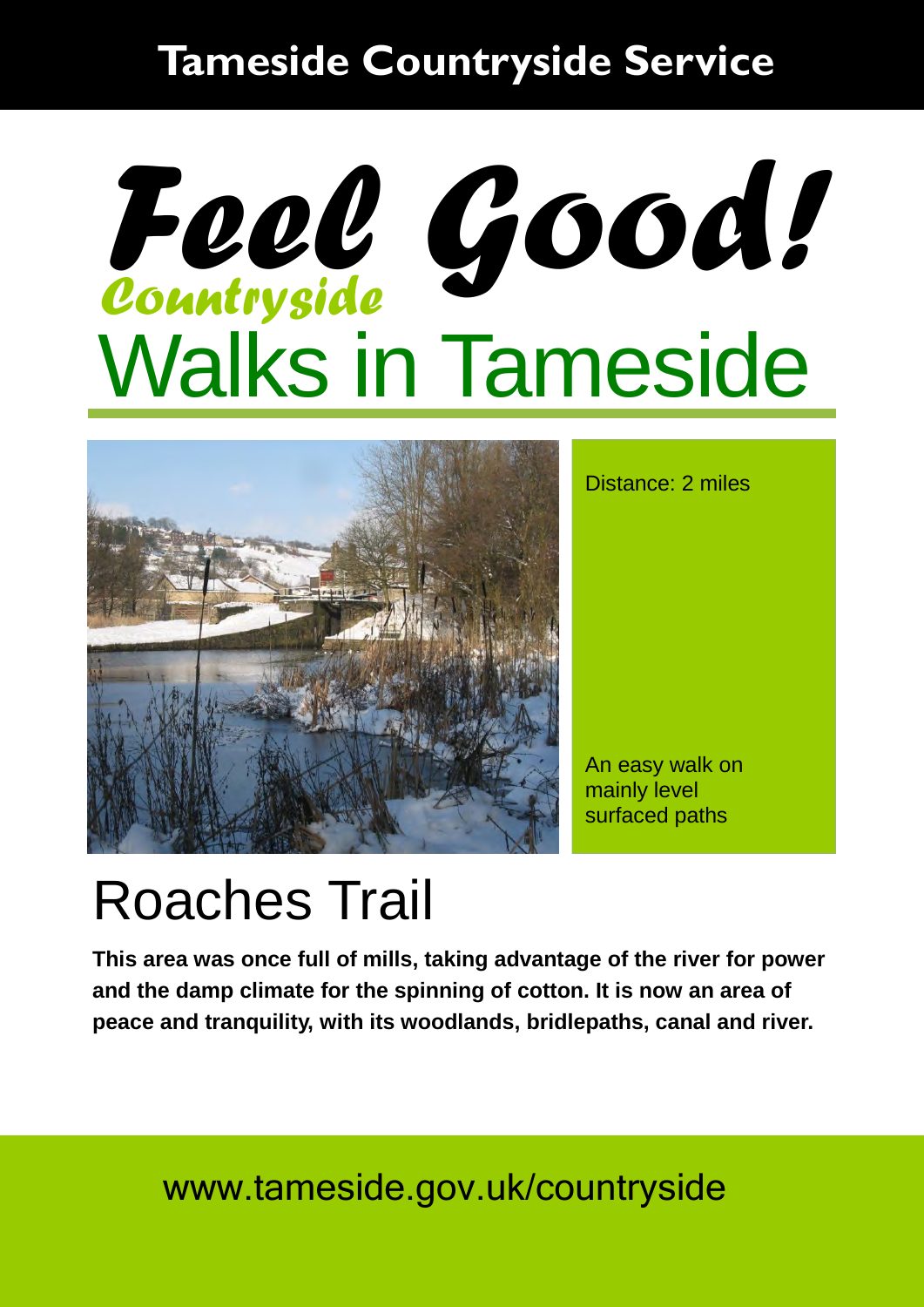**Tameside Countryside Service**

# Feel Good!

*Countryside*

# Walks in Tameside

Distance: 2 miles

An easy walk on mainly level surfaced paths

## Roaches Trail

**This area was once full of mills, taking advantage of the river for power and the damp climate for the spinning of cotton. It is now an area of peace and tranquility, with its woodlands, bridlepaths, canal and river.**

www.tameside.gov.uk/countryside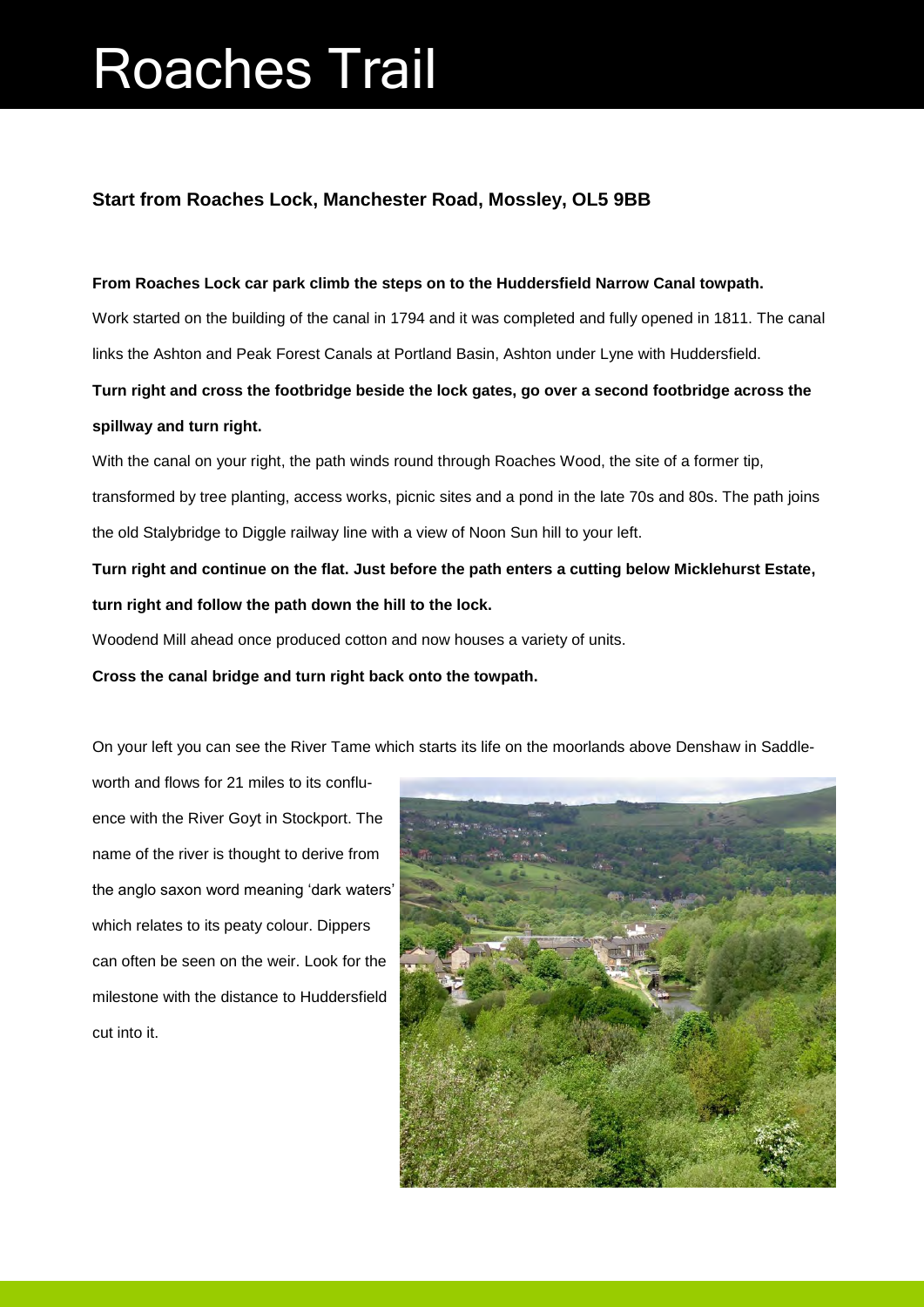# Roaches Trail

## Start from Roaches Lock, Manchester Road, Mossley, OL5 9BB

**From Roaches Lock car park climb the steps on to the Huddersfield Narrow Canal towpath.**

Work started on the building of the canal in 1794 and it was completed and fully opened in 1811. The canal links the Ashton and Peak Forest Canals at Portland Basin, Ashton under Lyne with Huddersfield.

**Turn right and cross the footbridge beside the lock gates, go over a second footbridge across the spillway and turn right.**

With the canal on your right, the path winds round through Roaches Wood, the site of a former tip, transformed by tree planting, access works, picnic sites and a pond in the late 70s and 80s. The path joins the old Stalybridge to Diggle railway line with a view of Noon Sun hill to your left.

**Turn right and continue on the flat. Just before the path enters a cutting below Micklehurst Estate, turn right and follow the path down the hill to the lock.**

Woodend Mill ahead once produced cotton and now houses a variety of units.

**Cross the canal bridge and turn right back onto the towpath.**

On your left you can see the River Tame which starts its life on the moorlands above Denshaw in Saddleworth and flows for 21 miles to its confluence with the River Goyt in Stockport. The name of the river is thought to derive from the anglo saxon word meaning 'dark waters' which relates to its peaty colour. Dippers can often be seen on the weir. Look for the milestone with the distance to Huddersfield cut into it.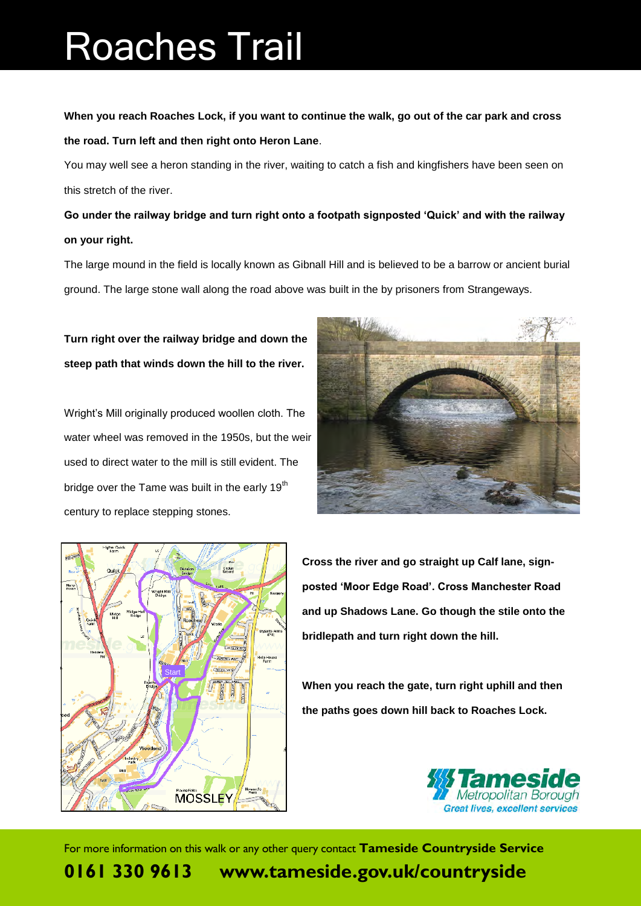# Roaches Trail

**When you reach Roaches Lock, if you want to continue the walk, go out of the car park and cross the road. Turn left and then right onto Heron Lane**.

You may well see a heron standing in the river, waiting to catch a fish and kingfishers have been seen on this stretch of the river.

**Go under the railway bridge and turn right onto a footpath signposted 'Quick' and with the railway on your right.**

The large mound in the field is locally known as Gibnall Hill and is believed to be a barrow or ancient burial ground. The large stone wall along the road above was built in the by prisoners from Strangeways.

**Turn right over the railway bridge and down the steep path that winds down the hill to the river.**

Wright's Mill originally produced woollen cloth. The water wheel was removed in the 1950s, but the weir used to direct water to the mill is still evident. The bridge over the Tame was built in the early 19th century to replace stepping stones.

**Cross the river and go straight up Calf lane, sign-posted 'Moor Edge Road'. Cross Manchester Road and up Shadows Lane. Go though the stile onto the bridlepath and turn right down the hill.**

**When you reach the gate, turn right uphill and then the paths goes down hill back to Roaches Lock.**

Tameside Metropolitan Borough
*Great lives, excellent services*

For more information on this walk or any other query contact **Tameside Countryside Service**

**0161 330 9613 www.tameside.gov.uk/countryside**